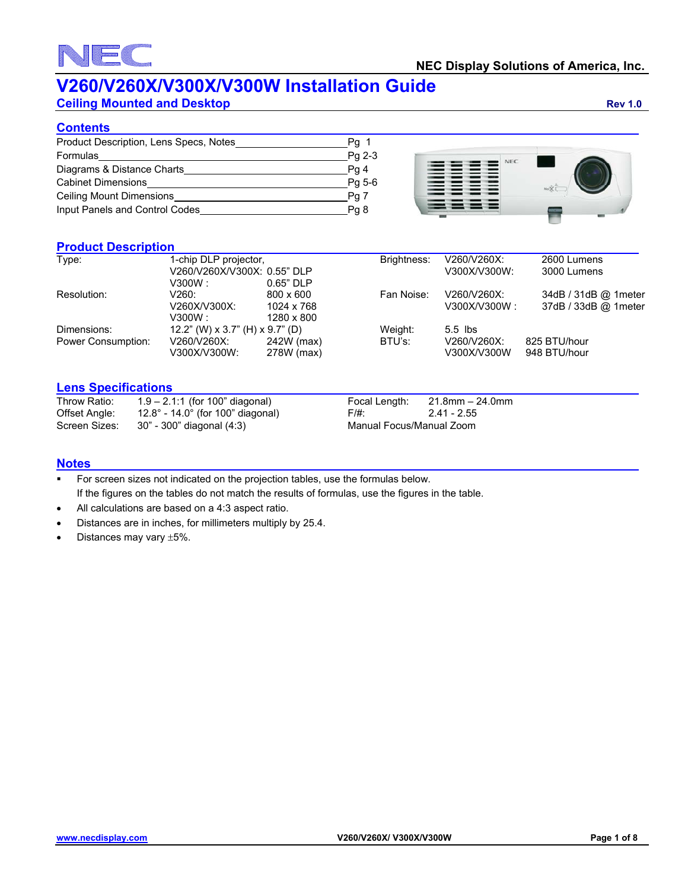NEC

NEC Display Solutions of America, Inc.

# V260/V260X/V300X/V300W Installation Guide

**Ceiling Mounted and Desktop**

**Rev 1.0**

## Contents

| | |
|---|---|
| Product Description, Lens Specs, Notes | Pg 1 |
| Formulas | Pg 2-3 |
| Diagrams & Distance Charts | Pg 4 |
| Cabinet Dimensions | Pg 5-6 |
| Ceiling Mount Dimensions | Pg 7 |
| Input Panels and Control Codes | Pg 8 |

## Product Description

| | | | | | |
|---|---|---|---|---|---|
| Type: | 1-chip DLP projector, | | Brightness: | V260/V260X: | 2600 Lumens |
| | V260/V260X/V300X: | 0.55" DLP | | V300X/V300W: | 3000 Lumens |
| | V300W : | 0.65" DLP | | | |
| Resolution: | V260: | 800 x 600 | Fan Noise: | V260/V260X: | 34dB / 31dB @ 1meter |
| | V260X/V300X: | 1024 x 768 | | V300X/V300W : | 37dB / 33dB @ 1meter |
| | V300W : | 1280 x 800 | | | |
| Dimensions: | 12.2" (W) x 3.7" (H) x 9.7" (D) | | Weight: | 5.5 lbs | |
| Power Consumption: | V260/V260X: | 242W (max) | BTU's: | V260/V260X: | 825 BTU/hour |
| | V300X/V300W: | 278W (max) | | V300X/V300W | 948 BTU/hour |

## Lens Specifications

| | | | |
|---|---|---|---|
| Throw Ratio: | 1.9 – 2.1:1 (for 100" diagonal) | Focal Length: | 21.8mm – 24.0mm |
| Offset Angle: | 12.8° - 14.0° (for 100" diagonal) | F/#: | 2.41 - 2.55 |
| Screen Sizes: | 30" - 300" diagonal (4:3) | Manual Focus/Manual Zoom | |

## Notes

- For screen sizes not indicated on the projection tables, use the formulas below.
  If the figures on the tables do not match the results of formulas, use the figures in the table.
- All calculations are based on a 4:3 aspect ratio.
- Distances are in inches, for millimeters multiply by 25.4.
- Distances may vary ±5%.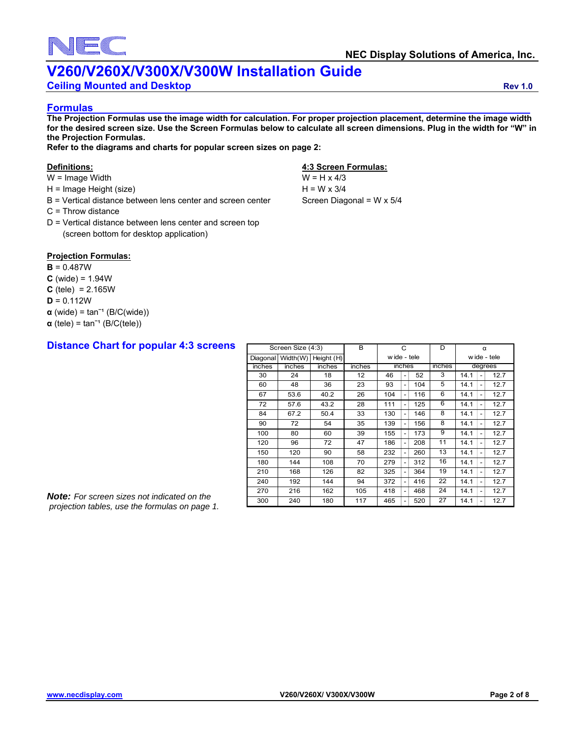# V260/V260X/V300X/V300W Installation Guide

## Ceiling Mounted and Desktop

Rev 1.0

## Formulas

**The Projection Formulas use the image width for calculation. For proper projection placement, determine the image width for the desired screen size. Use the Screen Formulas below to calculate all screen dimensions. Plug in the width for "W" in the Projection Formulas.**

**Refer to the diagrams and charts for popular screen sizes on page 2:**

**Definitions:**

W = Image Width

H = Image Height (size)

B = Vertical distance between lens center and screen center

C = Throw distance

D = Vertical distance between lens center and screen top (screen bottom for desktop application)

**4:3 Screen Formulas:**

W = H x 4/3

H = W x 3/4

Screen Diagonal = W x 5/4

**Projection Formulas:**

**B** = 0.487W

**C** (wide) = 1.94W

**C** (tele) = 2.165W

**D** = 0.112W

**α** (wide) = $\tan^{-1}$ (B/C(wide))

**α** (tele) = $\tan^{-1}$ (B/C(tele))

## Distance Chart for popular 4:3 screens

| Screen Size (4:3) | | | B | C | | | D | α | | |
|---|---|---|---|---|---|---|---|---|---|---|
| Diagonal | Width(W) | Height (H) | | wide - tele | | | | wide - tele | | |
| inches | inches | inches | inches | inches | | | inches | degrees | | |
| 30 | 24 | 18 | 12 | 46 | - | 52 | 3 | 14.1 | - | 12.7 |
| 60 | 48 | 36 | 23 | 93 | - | 104 | 5 | 14.1 | - | 12.7 |
| 67 | 53.6 | 40.2 | 26 | 104 | - | 116 | 6 | 14.1 | - | 12.7 |
| 72 | 57.6 | 43.2 | 28 | 111 | - | 125 | 6 | 14.1 | - | 12.7 |
| 84 | 67.2 | 50.4 | 33 | 130 | - | 146 | 8 | 14.1 | - | 12.7 |
| 90 | 72 | 54 | 35 | 139 | - | 156 | 8 | 14.1 | - | 12.7 |
| 100 | 80 | 60 | 39 | 155 | - | 173 | 9 | 14.1 | - | 12.7 |
| 120 | 96 | 72 | 47 | 186 | - | 208 | 11 | 14.1 | - | 12.7 |
| 150 | 120 | 90 | 58 | 232 | - | 260 | 13 | 14.1 | - | 12.7 |
| 180 | 144 | 108 | 70 | 279 | - | 312 | 16 | 14.1 | - | 12.7 |
| 210 | 168 | 126 | 82 | 325 | - | 364 | 19 | 14.1 | - | 12.7 |
| 240 | 192 | 144 | 94 | 372 | - | 416 | 22 | 14.1 | - | 12.7 |
| 270 | 216 | 162 | 105 | 418 | - | 468 | 24 | 14.1 | - | 12.7 |
| 300 | 240 | 180 | 117 | 465 | - | 520 | 27 | 14.1 | - | 12.7 |

***Note:*** *For screen sizes not indicated on the projection tables, use the formulas on page 1.*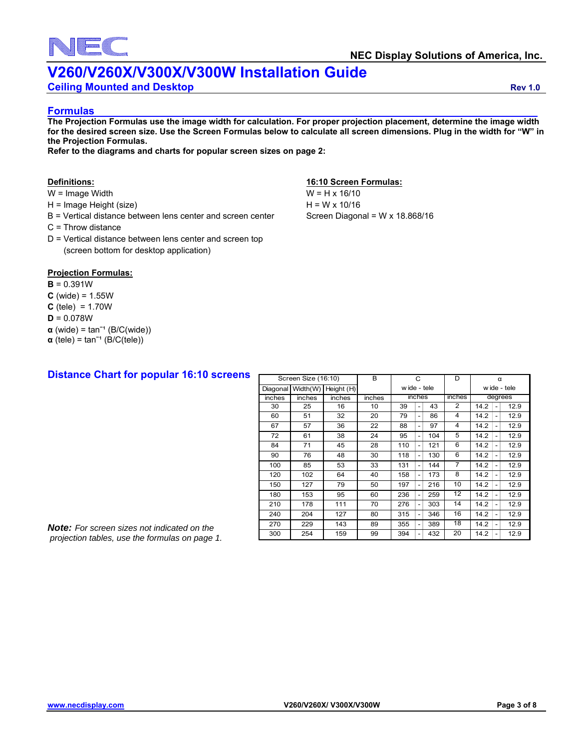# V260/V260X/V300X/V300W Installation Guide

## Ceiling Mounted and Desktop

Rev 1.0

## Formulas

**The Projection Formulas use the image width for calculation. For proper projection placement, determine the image width for the desired screen size. Use the Screen Formulas below to calculate all screen dimensions. Plug in the width for "W" in the Projection Formulas.**
**Refer to the diagrams and charts for popular screen sizes on page 2:**

**Definitions:**

W = Image Width
H = Image Height (size)
B = Vertical distance between lens center and screen center
C = Throw distance
D = Vertical distance between lens center and screen top
(screen bottom for desktop application)

**16:10 Screen Formulas:**

W = H x 16/10
H = W x 10/16
Screen Diagonal = W x 18.868/16

**Projection Formulas:**

**B** = 0.391W
**C** (wide) = 1.55W
**C** (tele) = 1.70W
**D** = 0.078W
**α** (wide) = $\tan^{-1}$ (B/C(wide))
**α** (tele) = $\tan^{-1}$ (B/C(tele))

## Distance Chart for popular 16:10 screens

| Screen Size (16:10) | | | B | C | | | D | α | | |
|---|---|---|---|---|---|---|---|---|---|---|
| Diagonal | Width(W) | Height (H) | | wide - tele | | | | wide - tele | | |
| inches | inches | inches | inches | inches | | | inches | degrees | | |
| 30 | 25 | 16 | 10 | 39 | - | 43 | 2 | 14.2 | - | 12.9 |
| 60 | 51 | 32 | 20 | 79 | - | 86 | 4 | 14.2 | - | 12.9 |
| 67 | 57 | 36 | 22 | 88 | - | 97 | 4 | 14.2 | - | 12.9 |
| 72 | 61 | 38 | 24 | 95 | - | 104 | 5 | 14.2 | - | 12.9 |
| 84 | 71 | 45 | 28 | 110 | - | 121 | 6 | 14.2 | - | 12.9 |
| 90 | 76 | 48 | 30 | 118 | - | 130 | 6 | 14.2 | - | 12.9 |
| 100 | 85 | 53 | 33 | 131 | - | 144 | 7 | 14.2 | - | 12.9 |
| 120 | 102 | 64 | 40 | 158 | - | 173 | 8 | 14.2 | - | 12.9 |
| 150 | 127 | 79 | 50 | 197 | - | 216 | 10 | 14.2 | - | 12.9 |
| 180 | 153 | 95 | 60 | 236 | - | 259 | 12 | 14.2 | - | 12.9 |
| 210 | 178 | 111 | 70 | 276 | - | 303 | 14 | 14.2 | - | 12.9 |
| 240 | 204 | 127 | 80 | 315 | - | 346 | 16 | 14.2 | - | 12.9 |
| 270 | 229 | 143 | 89 | 355 | - | 389 | 18 | 14.2 | - | 12.9 |
| 300 | 254 | 159 | 99 | 394 | - | 432 | 20 | 14.2 | - | 12.9 |

***Note:*** *For screen sizes not indicated on the projection tables, use the formulas on page 1.*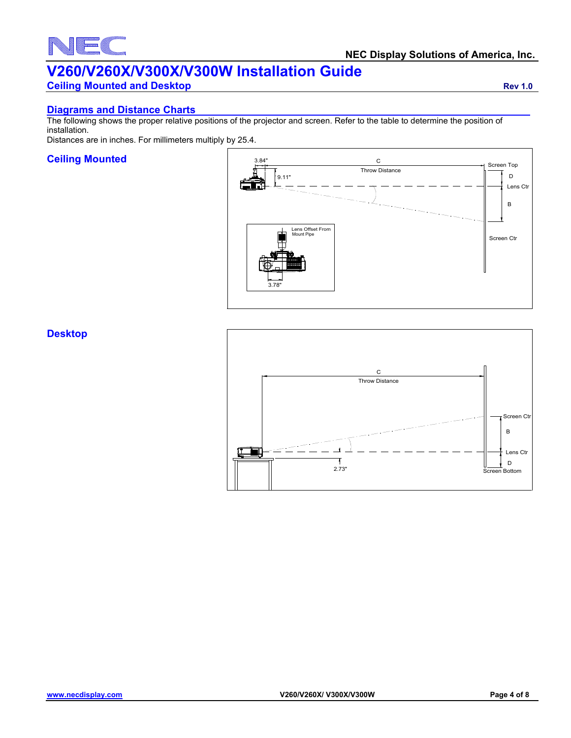# V260/V260X/V300X/V300W Installation Guide

**Ceiling Mounted and Desktop** **Rev 1.0**

## Diagrams and Distance Charts

The following shows the proper relative positions of the projector and screen. Refer to the table to determine the position of installation.

Distances are in inches. For millimeters multiply by 25.4.

### Ceiling Mounted

3.84"
C
Throw Distance
Screen Top
9.11"
D
Lens Ctr
B
Lens Offset From Mount Pipe
Screen Ctr
3.78"

### Desktop

C
Throw Distance
Screen Ctr
B
Lens Ctr
2.73"
D
Screen Bottom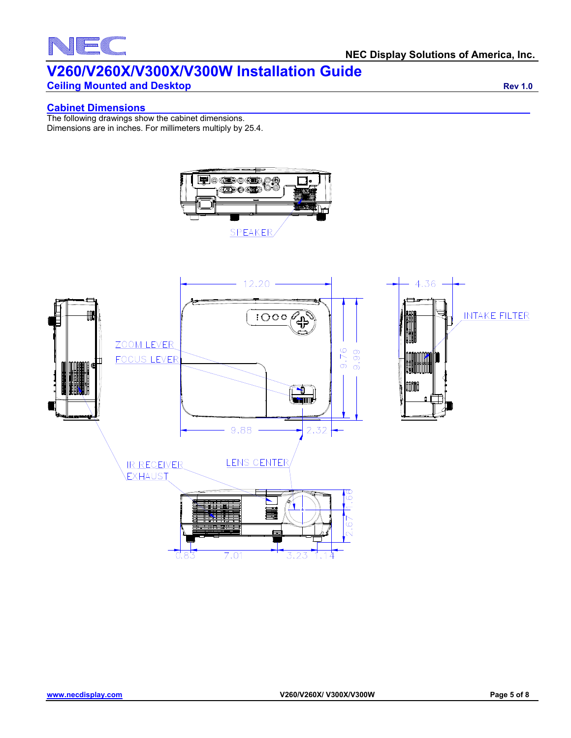# V260/V260X/V300X/V300W Installation Guide

## Ceiling Mounted and Desktop

Rev 1.0

### Cabinet Dimensions

The following drawings show the cabinet dimensions.
Dimensions are in inches. For millimeters multiply by 25.4.

SPEAKER

12.20

4.36

INTAKE FILTER

ZOOM LEVER

FOCUS LEVER

9.76

9.99

9.88

2.32

IR RECEIVER

EXHAUST

LENS CENTER

1.66

2.67

0.83 7.01 3.23 1.14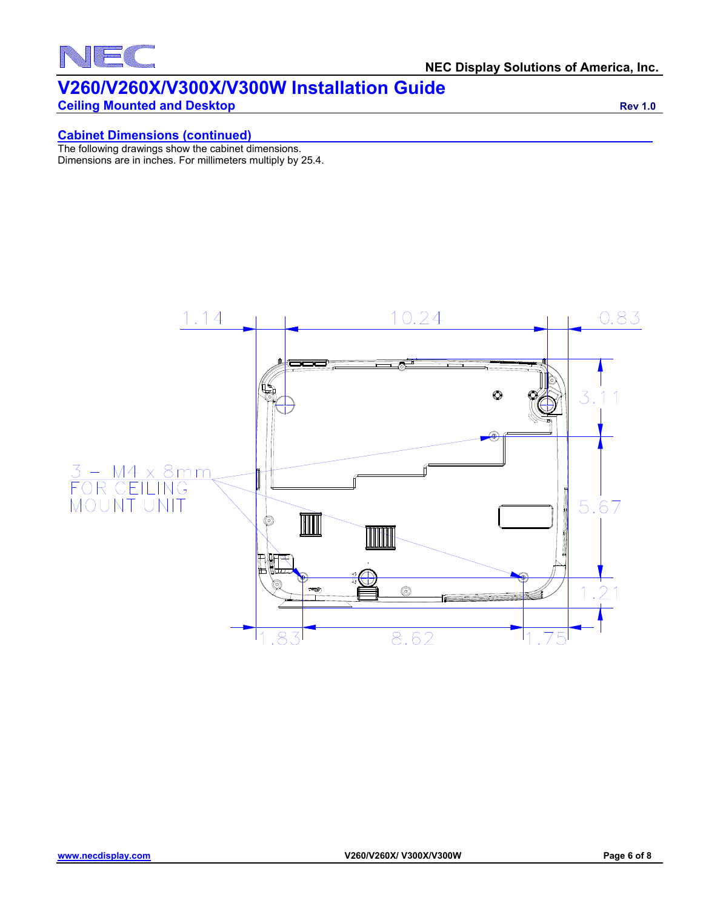## Cabinet Dimensions (continued)

The following drawings show the cabinet dimensions.
Dimensions are in inches. For millimeters multiply by 25.4.

1.14 10.24 0.83

3.11

5.67

1.21

1.83 8.62 1.75

3 – M4 x 8mm
FOR CEILING
MOUNT UNIT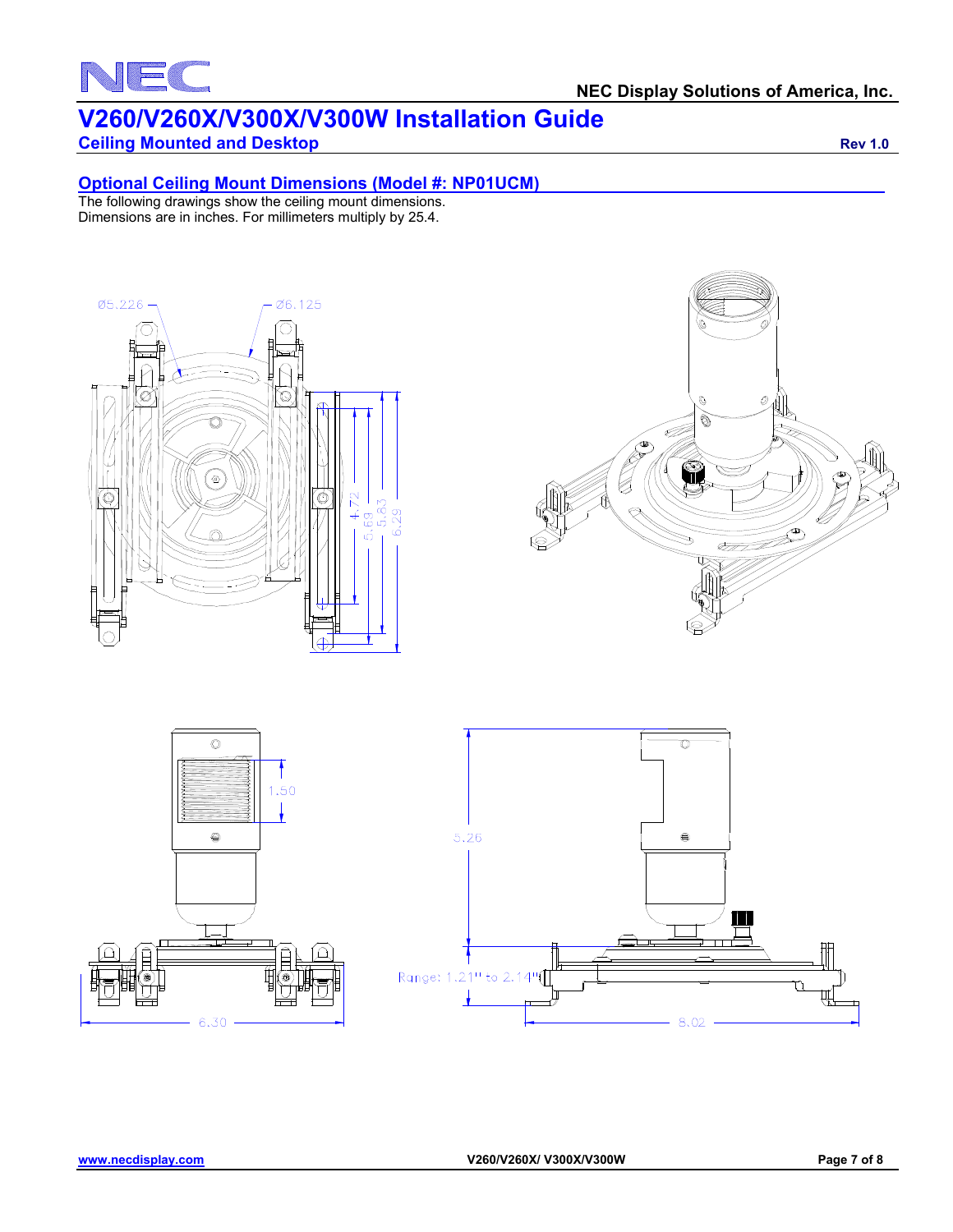# V260/V260X/V300X/V300W Installation Guide

## Ceiling Mounted and Desktop

Rev 1.0

### Optional Ceiling Mount Dimensions (Model #: NP01UCM)

The following drawings show the ceiling mount dimensions.
Dimensions are in inches. For millimeters multiply by 25.4.

Ø5.226 Ø6.125

4.72 5.69 5.83 6.29

1.50

5.26

Range: 1.21" to 2.14"

6.30

8.02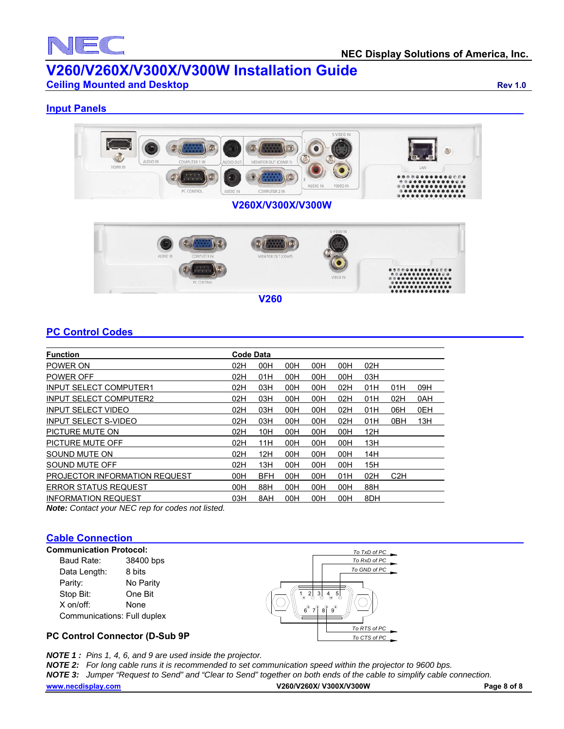# V260/V260X/V300X/V300W Installation Guide

**Ceiling Mounted and Desktop**

Rev 1.0

## Input Panels

V260X/V300X/V300W

V260

## PC Control Codes

| Function | Code Data | | | | | | | |
|---|---|---|---|---|---|---|---|---|
| POWER ON | 02H | 00H | 00H | 00H | 00H | 02H | | |
| POWER OFF | 02H | 01H | 00H | 00H | 00H | 03H | | |
| INPUT SELECT COMPUTER1 | 02H | 03H | 00H | 00H | 02H | 01H | 01H | 09H |
| INPUT SELECT COMPUTER2 | 02H | 03H | 00H | 00H | 02H | 01H | 02H | 0AH |
| INPUT SELECT VIDEO | 02H | 03H | 00H | 00H | 02H | 01H | 06H | 0EH |
| INPUT SELECT S-VIDEO | 02H | 03H | 00H | 00H | 02H | 01H | 0BH | 13H |
| PICTURE MUTE ON | 02H | 10H | 00H | 00H | 00H | 12H | | |
| PICTURE MUTE OFF | 02H | 11H | 00H | 00H | 00H | 13H | | |
| SOUND MUTE ON | 02H | 12H | 00H | 00H | 00H | 14H | | |
| SOUND MUTE OFF | 02H | 13H | 00H | 00H | 00H | 15H | | |
| PROJECTOR INFORMATION REQUEST | 00H | BFH | 00H | 00H | 01H | 02H | C2H | |
| ERROR STATUS REQUEST | 00H | 88H | 00H | 00H | 00H | 88H | | |
| INFORMATION REQUEST | 03H | 8AH | 00H | 00H | 00H | 8DH | | |

***Note:*** *Contact your NEC rep for codes not listed.*

## Cable Connection

**Communication Protocol:**

- Baud Rate: 38400 bps
- Data Length: 8 bits
- Parity: No Parity
- Stop Bit: One Bit
- X on/off: None
- Communications: Full duplex

**PC Control Connector (D-Sub 9P)**

To TxD of PC
To RxD of PC
To GND of PC
1 2 3 4 5
6 7 8 9
To RTS of PC
To CTS of PC

***NOTE 1 :*** *Pins 1, 4, 6, and 9 are used inside the projector.*
***NOTE 2:*** *For long cable runs it is recommended to set communication speed within the projector to 9600 bps.*
***NOTE 3:*** *Jumper "Request to Send" and "Clear to Send" together on both ends of the cable to simplify cable connection.*